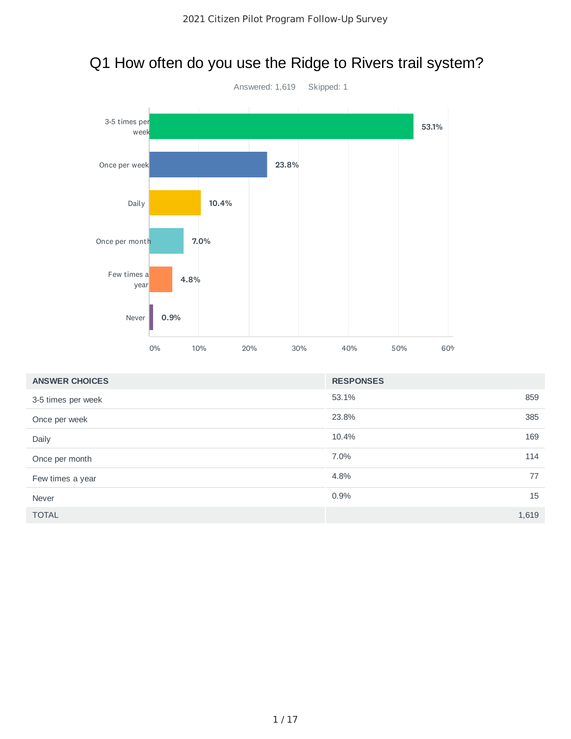# 2021 Citizen Pilot Program Follow-Up Survey

## Q1 How often do you use the Ridge to Rivers trail system?

Answered: 1,619 Skipped: 1

| ANSWER CHOICES | RESPONSES | |
|---|---|---|
| 3-5 times per week | 53.1% | 859 |
| Once per week | 23.8% | 385 |
| Daily | 10.4% | 169 |
| Once per month | 7.0% | 114 |
| Few times a year | 4.8% | 77 |
| Never | 0.9% | 15 |
| TOTAL | | 1,619 |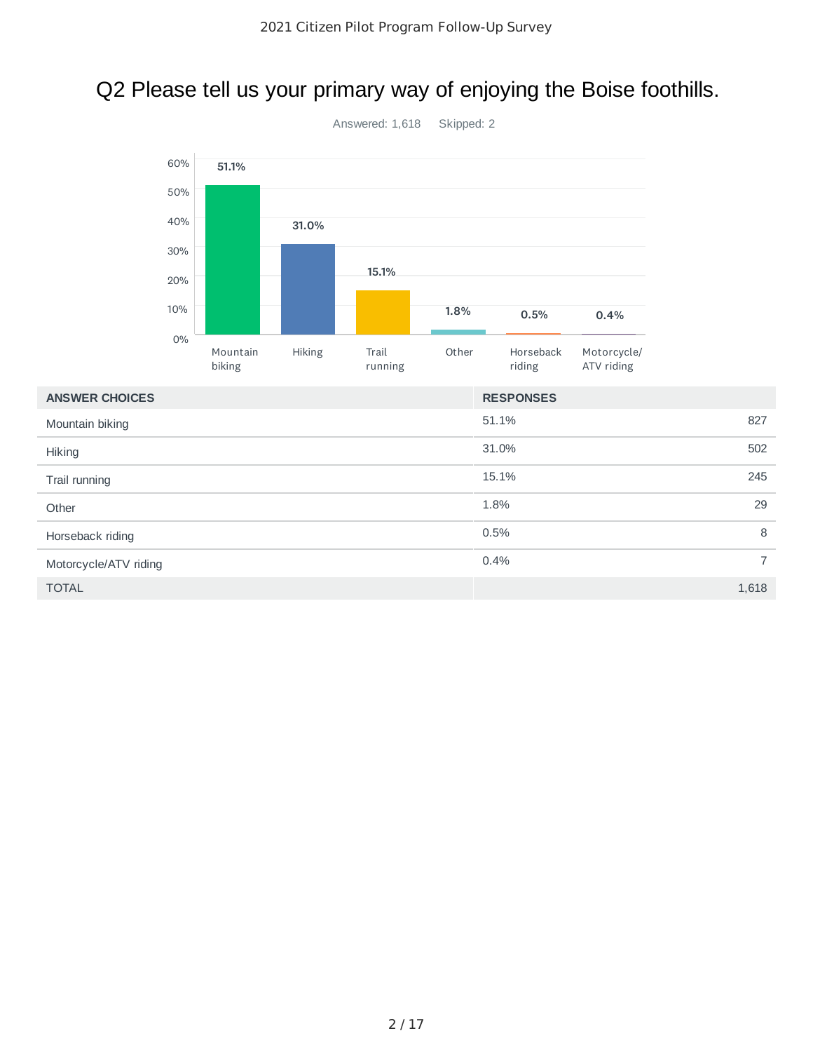# Q2 Please tell us your primary way of enjoying the Boise foothills.

Answered: 1,618 Skipped: 2

| ANSWER CHOICES | RESPONSES | |
|---|---|---|
| Mountain biking | 51.1% | 827 |
| Hiking | 31.0% | 502 |
| Trail running | 15.1% | 245 |
| Other | 1.8% | 29 |
| Horseback riding | 0.5% | 8 |
| Motorcycle/ATV riding | 0.4% | 7 |
| TOTAL | | 1,618 |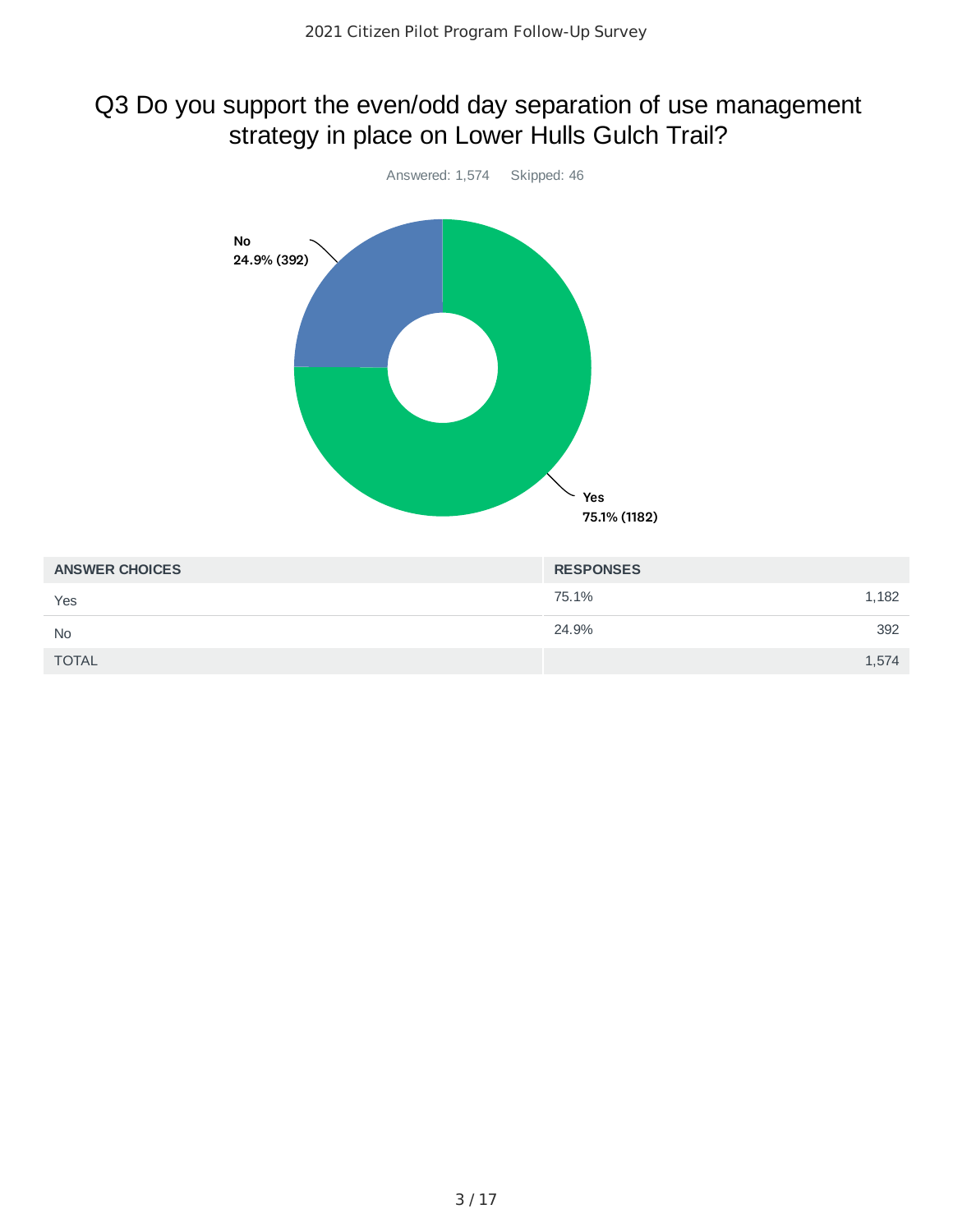# Q3 Do you support the even/odd day separation of use management strategy in place on Lower Hulls Gulch Trail?

Answered: 1,574 Skipped: 46

No
24.9% (392)

Yes
75.1% (1182)

| ANSWER CHOICES | RESPONSES | |
|---|---|---|
| Yes | 75.1% | 1,182 |
| No | 24.9% | 392 |
| TOTAL | | 1,574 |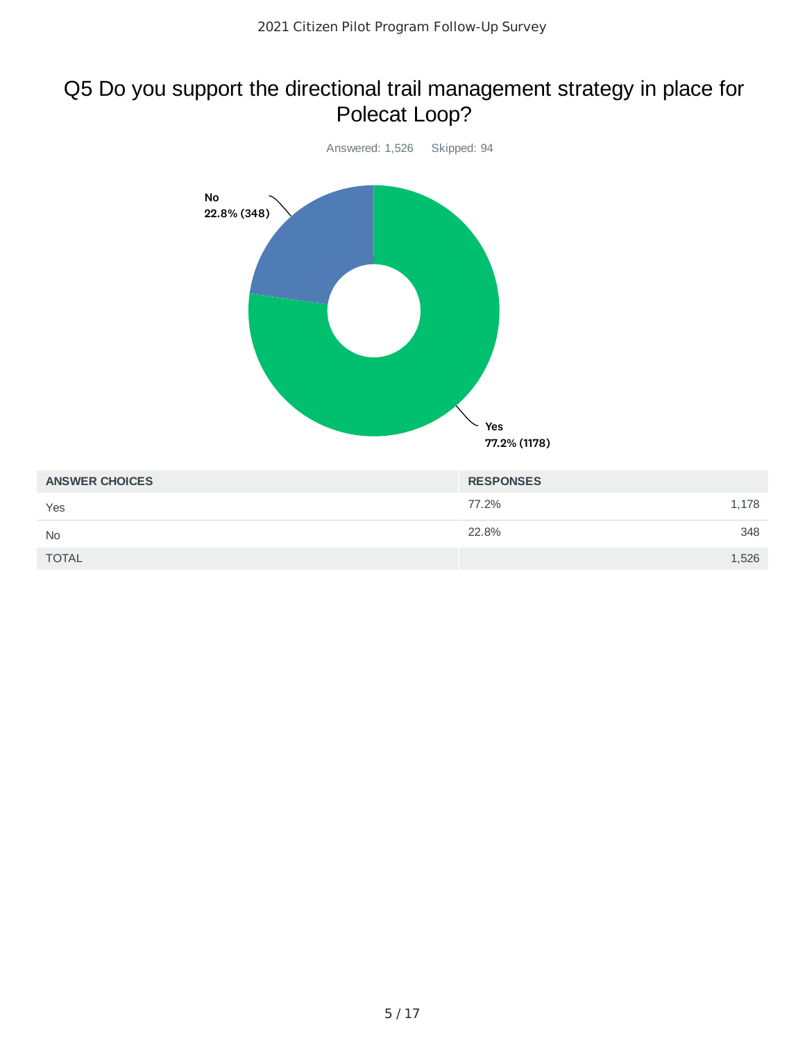## Q5 Do you support the directional trail management strategy in place for Polecat Loop?

Answered: 1,526    Skipped: 94

No
22.8% (348)

Yes
77.2% (1178)

| ANSWER CHOICES | RESPONSES | |
|---|---|---|
| Yes | 77.2% | 1,178 |
| No | 22.8% | 348 |
| TOTAL | | 1,526 |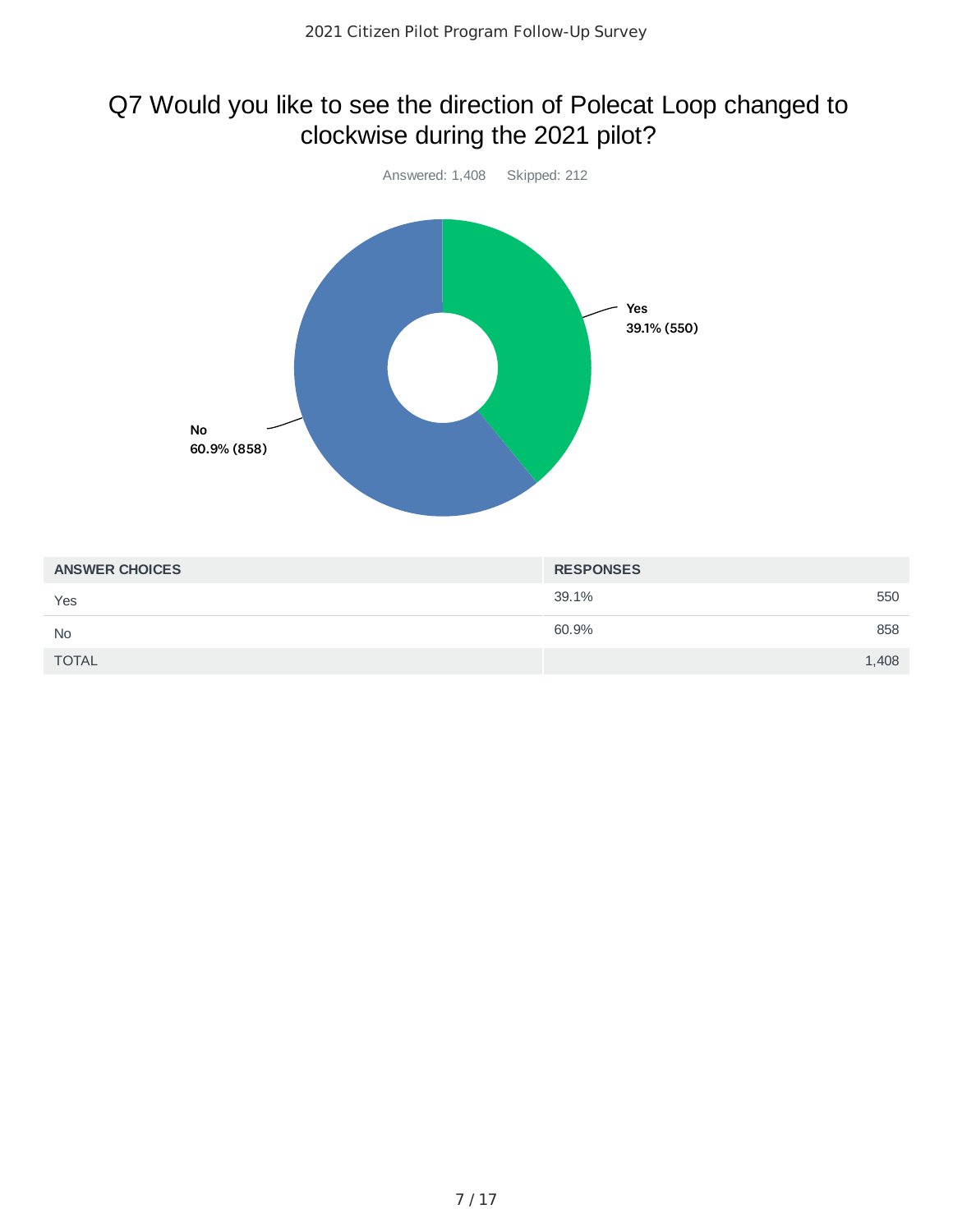# Q7 Would you like to see the direction of Polecat Loop changed to clockwise during the 2021 pilot?

Answered: 1,408 Skipped: 212

Yes
39.1% (550)

No
60.9% (858)

| ANSWER CHOICES | RESPONSES | |
|---|---|---|
| Yes | 39.1% | 550 |
| No | 60.9% | 858 |
| TOTAL | | 1,408 |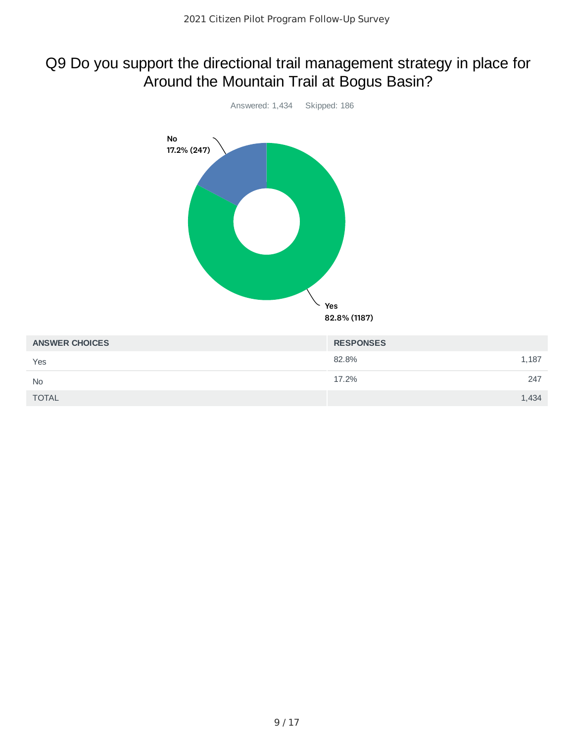## Q9 Do you support the directional trail management strategy in place for Around the Mountain Trail at Bogus Basin?

Answered: 1,434 Skipped: 186

No
17.2% (247)

Yes
82.8% (1187)

| ANSWER CHOICES | RESPONSES | |
|---|---|---|
| Yes | 82.8% | 1,187 |
| No | 17.2% | 247 |
| TOTAL | | 1,434 |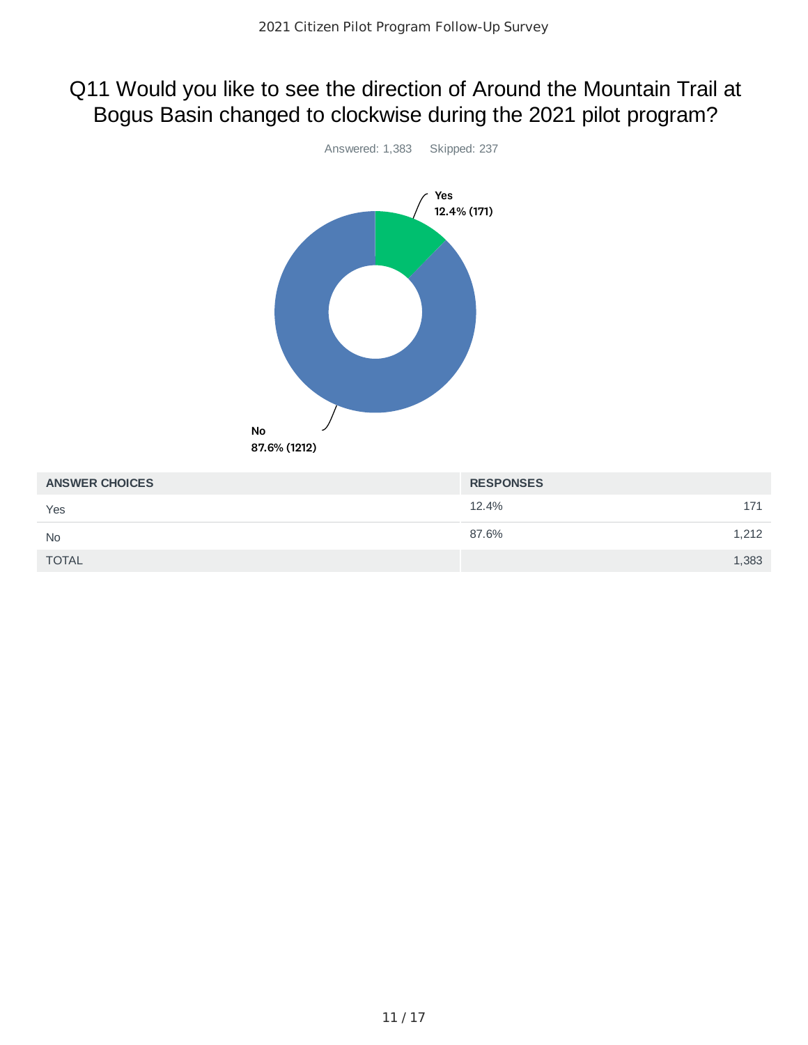# Q11 Would you like to see the direction of Around the Mountain Trail at Bogus Basin changed to clockwise during the 2021 pilot program?

Answered: 1,383 Skipped: 237

Yes
12.4% (171)

No
87.6% (1212)

| ANSWER CHOICES | RESPONSES | |
|---|---|---|
| Yes | 12.4% | 171 |
| No | 87.6% | 1,212 |
| TOTAL | | 1,383 |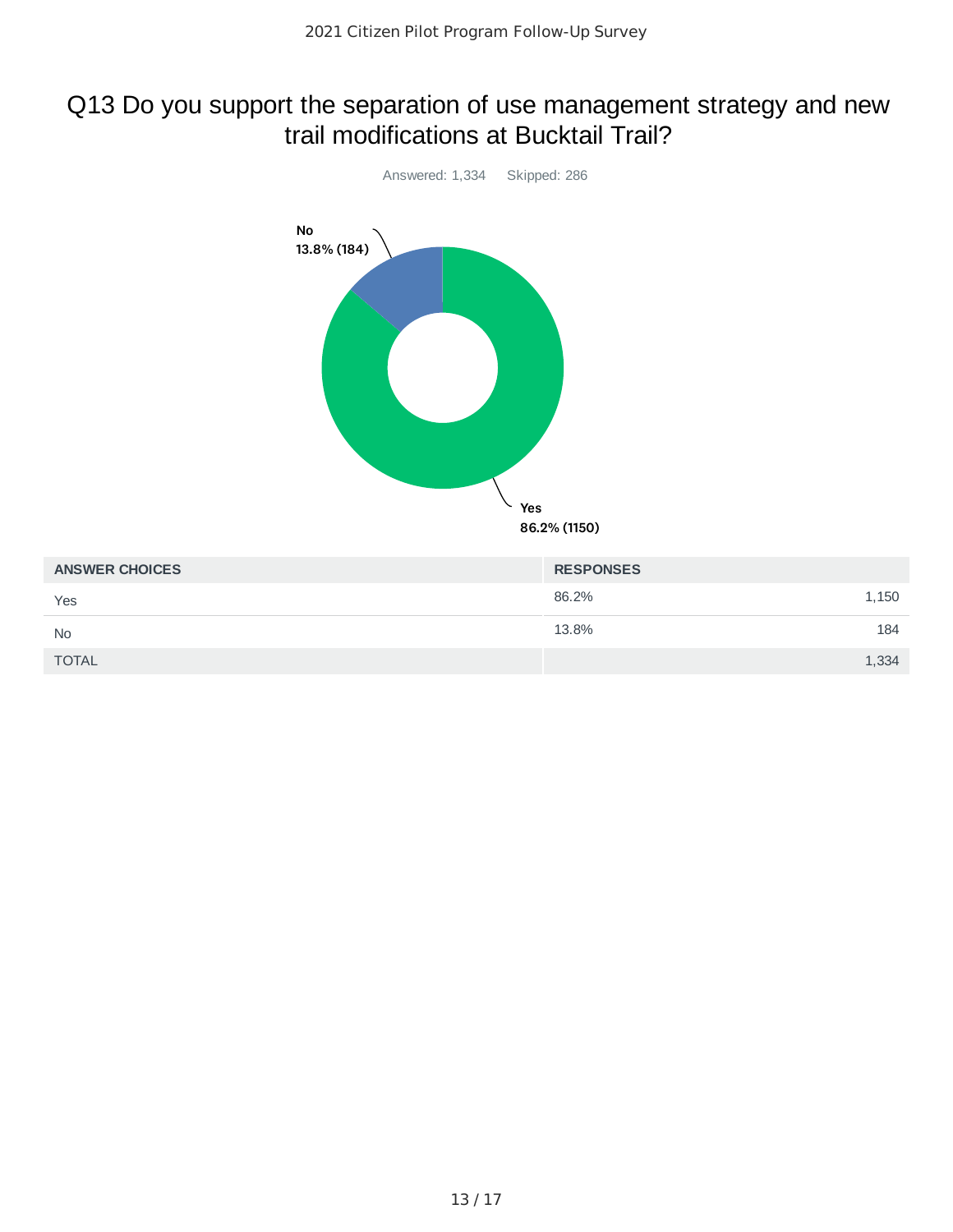# Q13 Do you support the separation of use management strategy and new trail modifications at Bucktail Trail?

Answered: 1,334 Skipped: 286

No
13.8% (184)

Yes
86.2% (1150)

| ANSWER CHOICES | RESPONSES | |
|---|---|---|
| Yes | 86.2% | 1,150 |
| No | 13.8% | 184 |
| TOTAL | | 1,334 |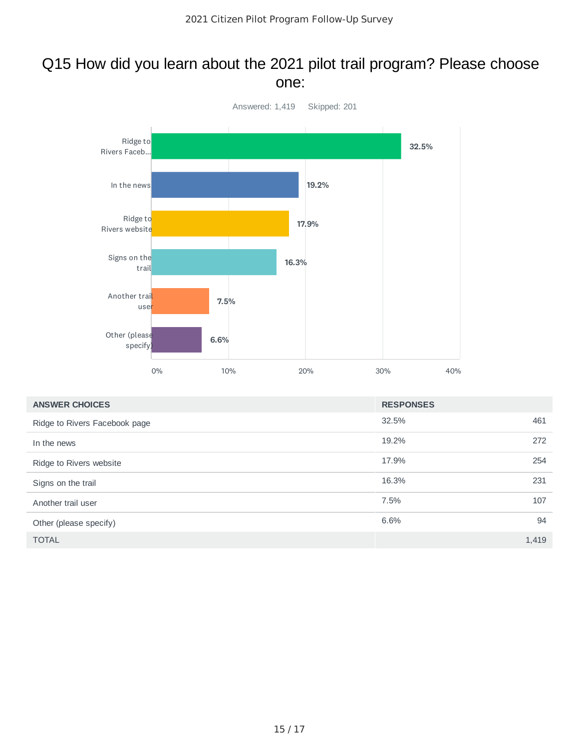# Q15 How did you learn about the 2021 pilot trail program? Please choose one:

Answered: 1,419 Skipped: 201

Ridge to Rivers Faceb...
32.5%
In the news
19.2%
Ridge to Rivers website
17.9%
Signs on the trail
16.3%
Another trail user
7.5%
Other (please specify)
6.6%

0% 10% 20% 30% 40%

| ANSWER CHOICES | RESPONSES | |
|---|---|---|
| Ridge to Rivers Facebook page | 32.5% | 461 |
| In the news | 19.2% | 272 |
| Ridge to Rivers website | 17.9% | 254 |
| Signs on the trail | 16.3% | 231 |
| Another trail user | 7.5% | 107 |
| Other (please specify) | 6.6% | 94 |
| TOTAL | | 1,419 |